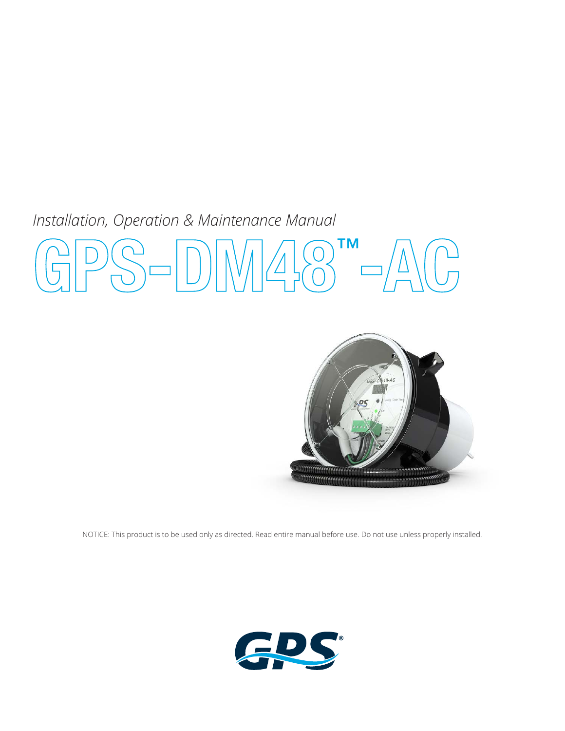*Installation, Operation & Maintenance Manual*

# GPS-DM48™-AC

NOTICE: This product is to be used only as directed. Read entire manual before use. Do not use unless properly installed.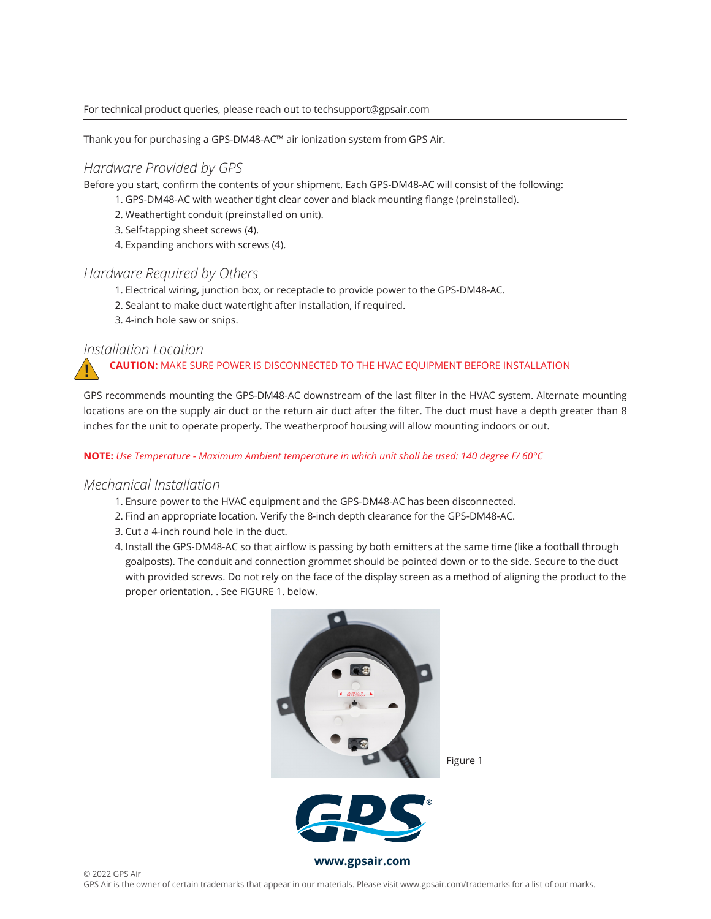For technical product queries, please reach out to techsupport@gpsair.com

Thank you for purchasing a GPS-DM48-AC™ air ionization system from GPS Air.

## *Hardware Provided by GPS*

Before you start, confirm the contents of your shipment. Each GPS-DM48-AC will consist of the following:

1. GPS-DM48-AC with weather tight clear cover and black mounting flange (preinstalled).
2. Weathertight conduit (preinstalled on unit).
3. Self-tapping sheet screws (4).
4. Expanding anchors with screws (4).

## *Hardware Required by Others*

1. Electrical wiring, junction box, or receptacle to provide power to the GPS-DM48-AC.
2. Sealant to make duct watertight after installation, if required.
3. 4-inch hole saw or snips.

## *Installation Location*

**CAUTION:** MAKE SURE POWER IS DISCONNECTED TO THE HVAC EQUIPMENT BEFORE INSTALLATION

GPS recommends mounting the GPS-DM48-AC downstream of the last filter in the HVAC system. Alternate mounting locations are on the supply air duct or the return air duct after the filter. The duct must have a depth greater than 8 inches for the unit to operate properly. The weatherproof housing will allow mounting indoors or out.

**NOTE:** *Use Temperature - Maximum Ambient temperature in which unit shall be used: 140 degree F/ 60°C*

## *Mechanical Installation*

1. Ensure power to the HVAC equipment and the GPS-DM48-AC has been disconnected.
2. Find an appropriate location. Verify the 8-inch depth clearance for the GPS-DM48-AC.
3. Cut a 4-inch round hole in the duct.
4. Install the GPS-DM48-AC so that airflow is passing by both emitters at the same time (like a football through goalposts). The conduit and connection grommet should be pointed down or to the side. Secure to the duct with provided screws. Do not rely on the face of the display screen as a method of aligning the product to the proper orientation. . See FIGURE 1. below.

Figure 1

**www.gpsair.com**

© 2022 GPS Air
GPS Air is the owner of certain trademarks that appear in our materials. Please visit www.gpsair.com/trademarks for a list of our marks.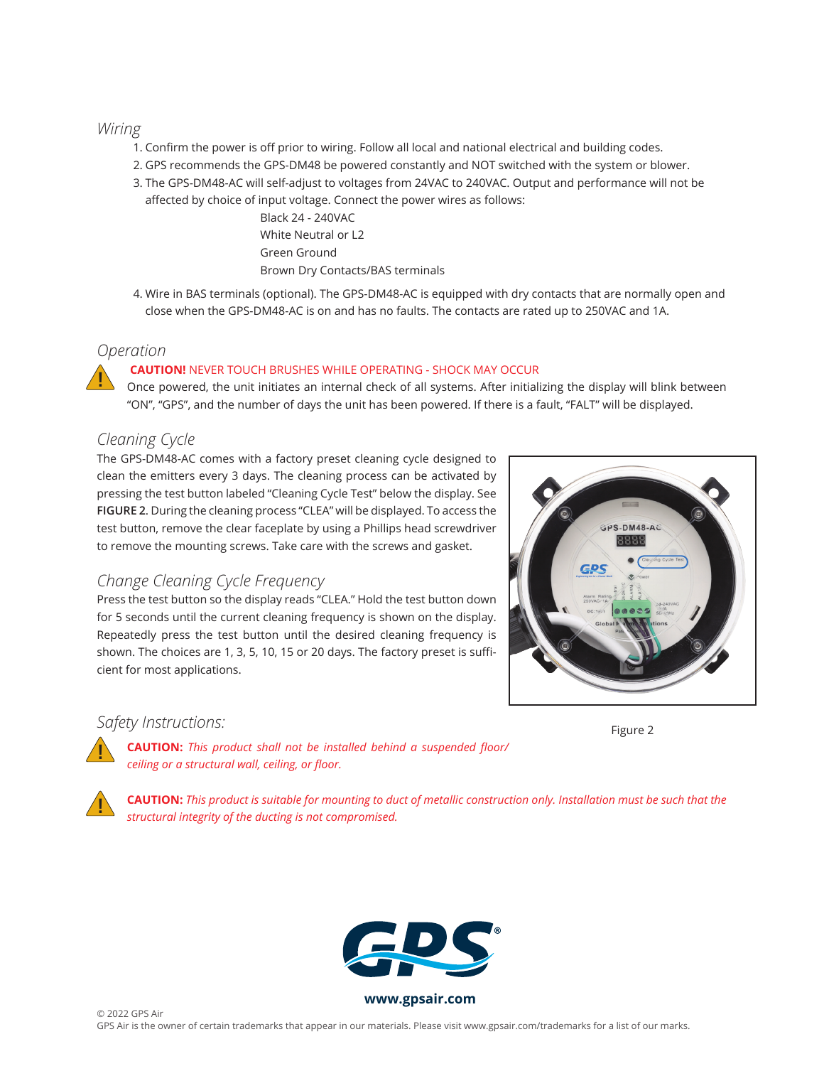## Wiring

1. Confirm the power is off prior to wiring. Follow all local and national electrical and building codes.
2. GPS recommends the GPS-DM48 be powered constantly and NOT switched with the system or blower.
3. The GPS-DM48-AC will self-adjust to voltages from 24VAC to 240VAC. Output and performance will not be affected by choice of input voltage. Connect the power wires as follows:

   Black 24 - 240VAC
   White Neutral or L2
   Green Ground
   Brown Dry Contacts/BAS terminals

4. Wire in BAS terminals (optional). The GPS-DM48-AC is equipped with dry contacts that are normally open and close when the GPS-DM48-AC is on and has no faults. The contacts are rated up to 250VAC and 1A.

## Operation

**CAUTION!** NEVER TOUCH BRUSHES WHILE OPERATING - SHOCK MAY OCCUR

Once powered, the unit initiates an internal check of all systems. After initializing the display will blink between "ON", "GPS", and the number of days the unit has been powered. If there is a fault, "FALT" will be displayed.

## Cleaning Cycle

The GPS-DM48-AC comes with a factory preset cleaning cycle designed to clean the emitters every 3 days. The cleaning process can be activated by pressing the test button labeled "Cleaning Cycle Test" below the display. See **FIGURE 2.** During the cleaning process "CLEA" will be displayed. To access the test button, remove the clear faceplate by using a Phillips head screwdriver to remove the mounting screws. Take care with the screws and gasket.

## Change Cleaning Cycle Frequency

Press the test button so the display reads "CLEA." Hold the test button down for 5 seconds until the current cleaning frequency is shown on the display. Repeatedly press the test button until the desired cleaning frequency is shown. The choices are 1, 3, 5, 10, 15 or 20 days. The factory preset is sufficient for most applications.

Figure 2

## Safety Instructions:

**CAUTION:** *This product shall not be installed behind a suspended floor/ceiling or a structural wall, ceiling, or floor.*

**CAUTION:** *This product is suitable for mounting to duct of metallic construction only. Installation must be such that the structural integrity of the ducting is not compromised.*

**www.gpsair.com**

© 2022 GPS Air
GPS Air is the owner of certain trademarks that appear in our materials. Please visit www.gpsair.com/trademarks for a list of our marks.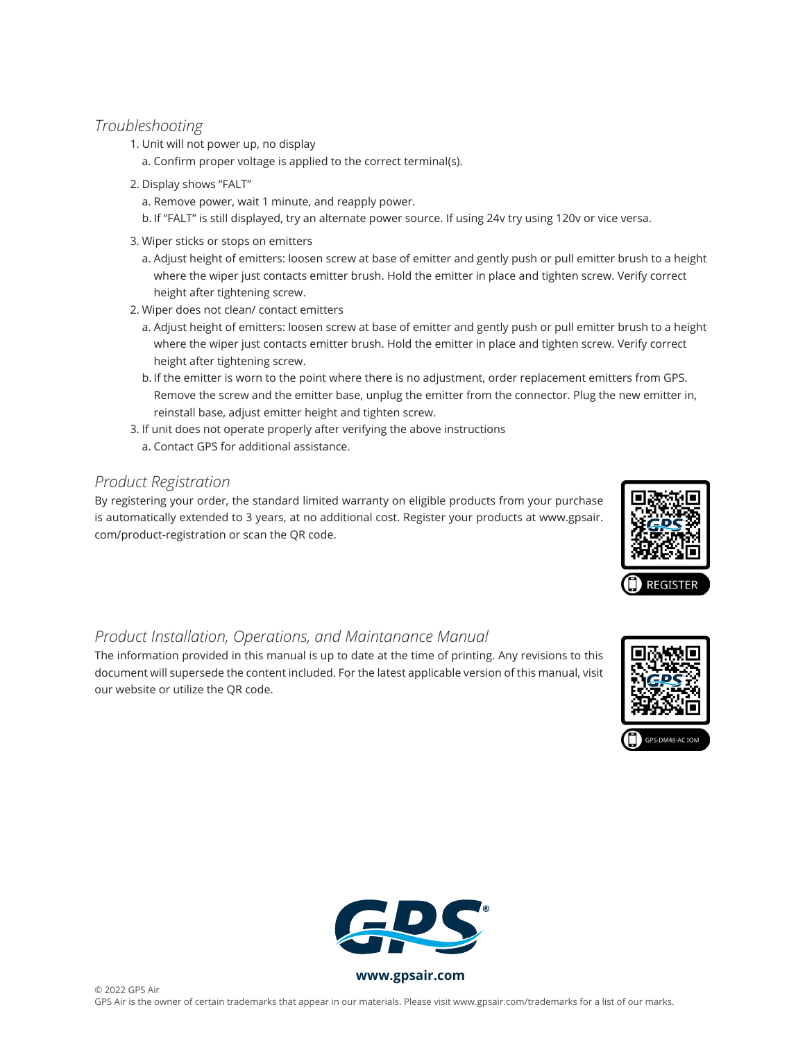### *Troubleshooting*

1. Unit will not power up, no display
   a. Confirm proper voltage is applied to the correct terminal(s).
2. Display shows "FALT"
   a. Remove power, wait 1 minute, and reapply power.
   b. If "FALT" is still displayed, try an alternate power source. If using 24v try using 120v or vice versa.
3. Wiper sticks or stops on emitters
   a. Adjust height of emitters: loosen screw at base of emitter and gently push or pull emitter brush to a height where the wiper just contacts emitter brush. Hold the emitter in place and tighten screw. Verify correct height after tightening screw.
2. Wiper does not clean/ contact emitters
   a. Adjust height of emitters: loosen screw at base of emitter and gently push or pull emitter brush to a height where the wiper just contacts emitter brush. Hold the emitter in place and tighten screw. Verify correct height after tightening screw.
   b. If the emitter is worn to the point where there is no adjustment, order replacement emitters from GPS. Remove the screw and the emitter base, unplug the emitter from the connector. Plug the new emitter in, reinstall base, adjust emitter height and tighten screw.
3. If unit does not operate properly after verifying the above instructions
   a. Contact GPS for additional assistance.

### *Product Registration*

By registering your order, the standard limited warranty on eligible products from your purchase is automatically extended to 3 years, at no additional cost. Register your products at www.gpsair.com/product-registration or scan the QR code.

REGISTER

### *Product Installation, Operations, and Maintanance Manual*

The information provided in this manual is up to date at the time of printing. Any revisions to this document will supersede the content included. For the latest applicable version of this manual, visit our website or utilize the QR code.

GPS-DM48-AC IOM

**www.gpsair.com**

© 2022 GPS Air
GPS Air is the owner of certain trademarks that appear in our materials. Please visit www.gpsair.com/trademarks for a list of our marks.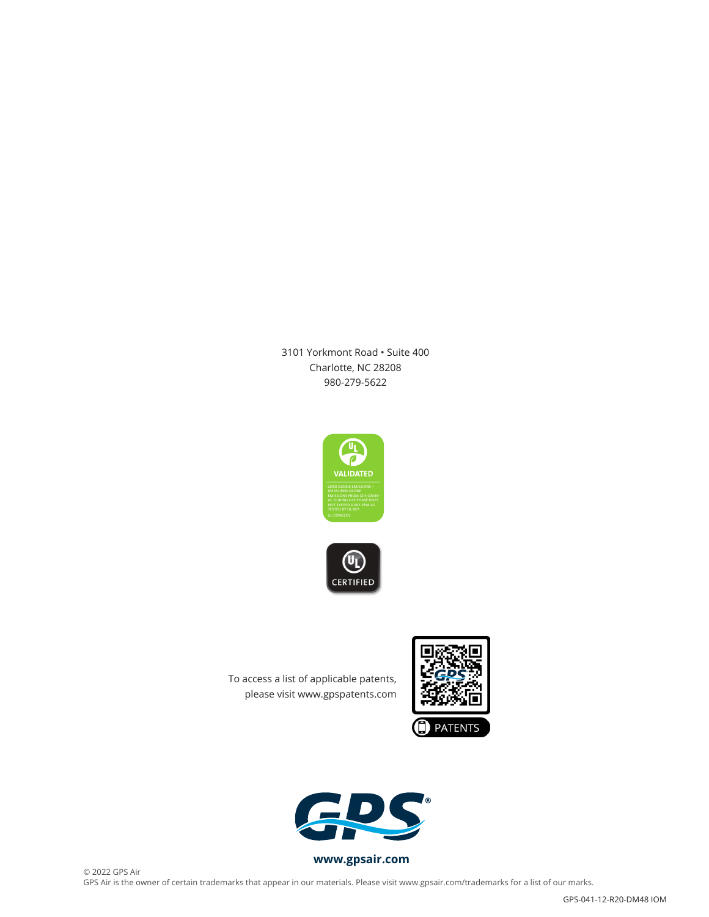3101 Yorkmont Road • Suite 400
Charlotte, NC 28208
980-279-5622

VALIDATED

• ZERO OZONE EMISSIONS – MEASURED OZONE EMISSIONS FROM GPS-DM48-AC DURING USE PHASE DOES NOT EXCEED 0.005 PPM AS TESTED BY UL 867.
UL.COM/ECV

CERTIFIED

To access a list of applicable patents, please visit www.gpspatents.com

PATENTS

**www.gpsair.com**

© 2022 GPS Air
GPS Air is the owner of certain trademarks that appear in our materials. Please visit www.gpsair.com/trademarks for a list of our marks.

GPS-041-12-R20-DM48 IOM